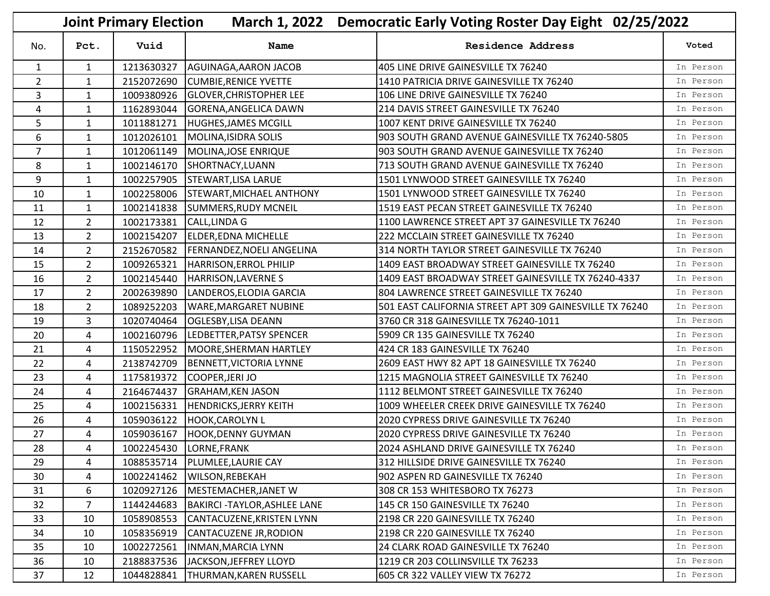# Joint Primary Election March 1, 2022 Democratic Early Voting Roster Day Eight 02/25/2022

| No. | Pct. | Vuid | Name | Residence Address | Voted |
|---|---|---|---|---|---|
| 1 | 1 | 1213630327 | AGUINAGA,AARON JACOB | 405 LINE DRIVE GAINESVILLE TX 76240 | In Person |
| 2 | 1 | 2152072690 | CUMBIE,RENICE YVETTE | 1410 PATRICIA DRIVE GAINESVILLE TX 76240 | In Person |
| 3 | 1 | 1009380926 | GLOVER,CHRISTOPHER LEE | 106 LINE DRIVE GAINESVILLE TX 76240 | In Person |
| 4 | 1 | 1162893044 | GORENA,ANGELICA DAWN | 214 DAVIS STREET GAINESVILLE TX 76240 | In Person |
| 5 | 1 | 1011881271 | HUGHES,JAMES MCGILL | 1007 KENT DRIVE GAINESVILLE TX 76240 | In Person |
| 6 | 1 | 1012026101 | MOLINA,ISIDRA SOLIS | 903 SOUTH GRAND AVENUE GAINESVILLE TX 76240-5805 | In Person |
| 7 | 1 | 1012061149 | MOLINA,JOSE ENRIQUE | 903 SOUTH GRAND AVENUE GAINESVILLE TX 76240 | In Person |
| 8 | 1 | 1002146170 | SHORTNACY,LUANN | 713 SOUTH GRAND AVENUE GAINESVILLE TX 76240 | In Person |
| 9 | 1 | 1002257905 | STEWART,LISA LARUE | 1501 LYNWOOD STREET GAINESVILLE TX 76240 | In Person |
| 10 | 1 | 1002258006 | STEWART,MICHAEL ANTHONY | 1501 LYNWOOD STREET GAINESVILLE TX 76240 | In Person |
| 11 | 1 | 1002141838 | SUMMERS,RUDY MCNEIL | 1519 EAST PECAN STREET GAINESVILLE TX 76240 | In Person |
| 12 | 2 | 1002173381 | CALL,LINDA G | 1100 LAWRENCE STREET APT 37 GAINESVILLE TX 76240 | In Person |
| 13 | 2 | 1002154207 | ELDER,EDNA MICHELLE | 222 MCCLAIN STREET GAINESVILLE TX 76240 | In Person |
| 14 | 2 | 2152670582 | FERNANDEZ,NOELI ANGELINA | 314 NORTH TAYLOR STREET GAINESVILLE TX 76240 | In Person |
| 15 | 2 | 1009265321 | HARRISON,ERROL PHILIP | 1409 EAST BROADWAY STREET GAINESVILLE TX 76240 | In Person |
| 16 | 2 | 1002145440 | HARRISON,LAVERNE S | 1409 EAST BROADWAY STREET GAINESVILLE TX 76240-4337 | In Person |
| 17 | 2 | 2002639890 | LANDEROS,ELODIA GARCIA | 804 LAWRENCE STREET GAINESVILLE TX 76240 | In Person |
| 18 | 2 | 1089252203 | WARE,MARGARET NUBINE | 501 EAST CALIFORNIA STREET APT 309 GAINESVILLE TX 76240 | In Person |
| 19 | 3 | 1020740464 | OGLESBY,LISA DEANN | 3760 CR 318 GAINESVILLE TX 76240-1011 | In Person |
| 20 | 4 | 1002160796 | LEDBETTER,PATSY SPENCER | 5909 CR 135 GAINESVILLE TX 76240 | In Person |
| 21 | 4 | 1150522952 | MOORE,SHERMAN HARTLEY | 424 CR 183 GAINESVILLE TX 76240 | In Person |
| 22 | 4 | 2138742709 | BENNETT,VICTORIA LYNNE | 2609 EAST HWY 82 APT 18 GAINESVILLE TX 76240 | In Person |
| 23 | 4 | 1175819372 | COOPER,JERI JO | 1215 MAGNOLIA STREET GAINESVILLE TX 76240 | In Person |
| 24 | 4 | 2164674437 | GRAHAM,KEN JASON | 1112 BELMONT STREET GAINESVILLE TX 76240 | In Person |
| 25 | 4 | 1002156331 | HENDRICKS,JERRY KEITH | 1009 WHEELER CREEK DRIVE GAINESVILLE TX 76240 | In Person |
| 26 | 4 | 1059036122 | HOOK,CAROLYN L | 2020 CYPRESS DRIVE GAINESVILLE TX 76240 | In Person |
| 27 | 4 | 1059036167 | HOOK,DENNY GUYMAN | 2020 CYPRESS DRIVE GAINESVILLE TX 76240 | In Person |
| 28 | 4 | 1002245430 | LORNE,FRANK | 2024 ASHLAND DRIVE GAINESVILLE TX 76240 | In Person |
| 29 | 4 | 1088535714 | PLUMLEE,LAURIE CAY | 312 HILLSIDE DRIVE GAINESVILLE TX 76240 | In Person |
| 30 | 4 | 1002241462 | WILSON,REBEKAH | 902 ASPEN RD GAINESVILLE TX 76240 | In Person |
| 31 | 6 | 1020927126 | MESTEMACHER,JANET W | 308 CR 153 WHITESBORO TX 76273 | In Person |
| 32 | 7 | 1144244683 | BAKIRCI -TAYLOR,ASHLEE LANE | 145 CR 150 GAINESVILLE TX 76240 | In Person |
| 33 | 10 | 1058908553 | CANTACUZENE,KRISTEN LYNN | 2198 CR 220 GAINESVILLE TX 76240 | In Person |
| 34 | 10 | 1058356919 | CANTACUZENE JR,RODION | 2198 CR 220 GAINESVILLE TX 76240 | In Person |
| 35 | 10 | 1002272561 | INMAN,MARCIA LYNN | 24 CLARK ROAD GAINESVILLE TX 76240 | In Person |
| 36 | 10 | 2188837536 | JACKSON,JEFFREY LLOYD | 1219 CR 203 COLLINSVILLE TX 76233 | In Person |
| 37 | 12 | 1044828841 | THURMAN,KAREN RUSSELL | 605 CR 322 VALLEY VIEW TX 76272 | In Person |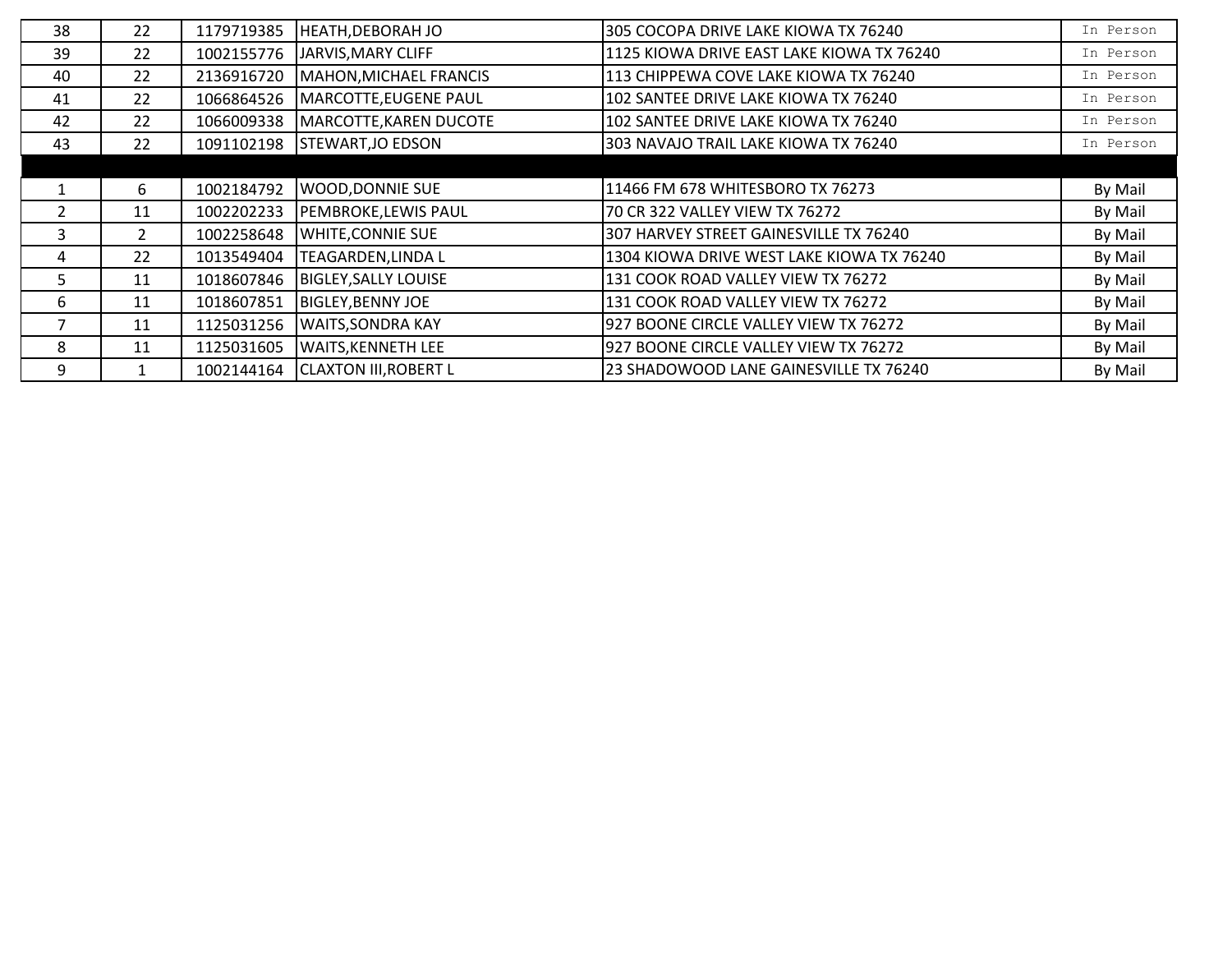| | | | | | |
|---|---|---|---|---|---|
| 38 | 22 | 1179719385 | HEATH,DEBORAH JO | 305 COCOPA DRIVE LAKE KIOWA TX 76240 | In Person |
| 39 | 22 | 1002155776 | JARVIS,MARY CLIFF | 1125 KIOWA DRIVE EAST LAKE KIOWA TX 76240 | In Person |
| 40 | 22 | 2136916720 | MAHON,MICHAEL FRANCIS | 113 CHIPPEWA COVE LAKE KIOWA TX 76240 | In Person |
| 41 | 22 | 1066864526 | MARCOTTE,EUGENE PAUL | 102 SANTEE DRIVE LAKE KIOWA TX 76240 | In Person |
| 42 | 22 | 1066009338 | MARCOTTE,KAREN DUCOTE | 102 SANTEE DRIVE LAKE KIOWA TX 76240 | In Person |
| 43 | 22 | 1091102198 | STEWART,JO EDSON | 303 NAVAJO TRAIL LAKE KIOWA TX 76240 | In Person |
| | | | | | |
| 1 | 6 | 1002184792 | WOOD,DONNIE SUE | 11466 FM 678 WHITESBORO TX 76273 | By Mail |
| 2 | 11 | 1002202233 | PEMBROKE,LEWIS PAUL | 70 CR 322 VALLEY VIEW TX 76272 | By Mail |
| 3 | 2 | 1002258648 | WHITE,CONNIE SUE | 307 HARVEY STREET GAINESVILLE TX 76240 | By Mail |
| 4 | 22 | 1013549404 | TEAGARDEN,LINDA L | 1304 KIOWA DRIVE WEST LAKE KIOWA TX 76240 | By Mail |
| 5 | 11 | 1018607846 | BIGLEY,SALLY LOUISE | 131 COOK ROAD VALLEY VIEW TX 76272 | By Mail |
| 6 | 11 | 1018607851 | BIGLEY,BENNY JOE | 131 COOK ROAD VALLEY VIEW TX 76272 | By Mail |
| 7 | 11 | 1125031256 | WAITS,SONDRA KAY | 927 BOONE CIRCLE VALLEY VIEW TX 76272 | By Mail |
| 8 | 11 | 1125031605 | WAITS,KENNETH LEE | 927 BOONE CIRCLE VALLEY VIEW TX 76272 | By Mail |
| 9 | 1 | 1002144164 | CLAXTON III,ROBERT L | 23 SHADOWOOD LANE GAINESVILLE TX 76240 | By Mail |